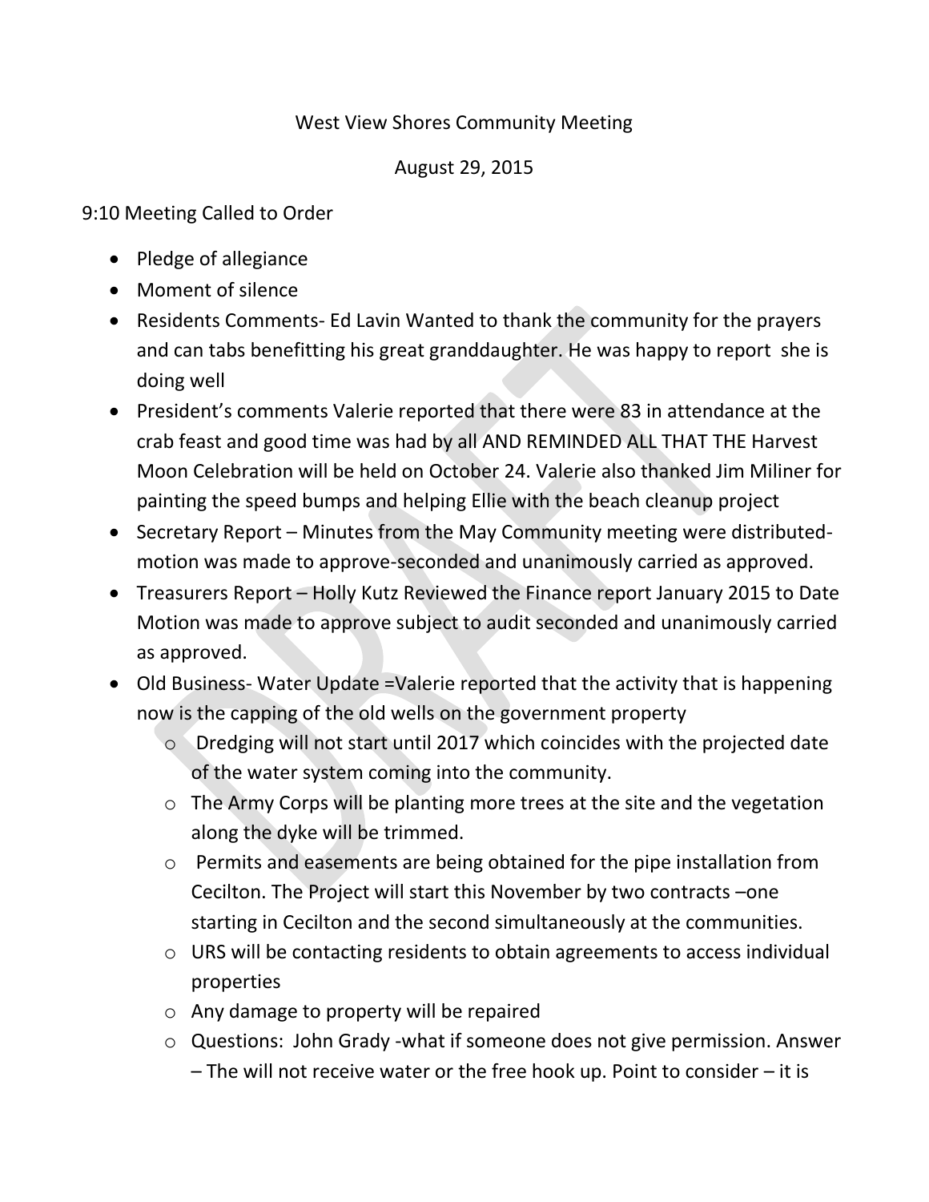West View Shores Community Meeting

August 29, 2015

9:10 Meeting Called to Order

- Pledge of allegiance
- Moment of silence
- Residents Comments- Ed Lavin Wanted to thank the community for the prayers and can tabs benefitting his great granddaughter. He was happy to report she is doing well
- President's comments Valerie reported that there were 83 in attendance at the crab feast and good time was had by all AND REMINDED ALL THAT THE Harvest Moon Celebration will be held on October 24. Valerie also thanked Jim Miliner for painting the speed bumps and helping Ellie with the beach cleanup project
- Secretary Report – Minutes from the May Community meeting were distributed-motion was made to approve-seconded and unanimously carried as approved.
- Treasurers Report – Holly Kutz Reviewed the Finance report January 2015 to Date Motion was made to approve subject to audit seconded and unanimously carried as approved.
- Old Business- Water Update =Valerie reported that the activity that is happening now is the capping of the old wells on the government property
  - Dredging will not start until 2017 which coincides with the projected date of the water system coming into the community.
  - The Army Corps will be planting more trees at the site and the vegetation along the dyke will be trimmed.
  - Permits and easements are being obtained for the pipe installation from Cecilton. The Project will start this November by two contracts –one starting in Cecilton and the second simultaneously at the communities.
  - URS will be contacting residents to obtain agreements to access individual properties
  - Any damage to property will be repaired
  - Questions: John Grady -what if someone does not give permission. Answer – The will not receive water or the free hook up. Point to consider – it is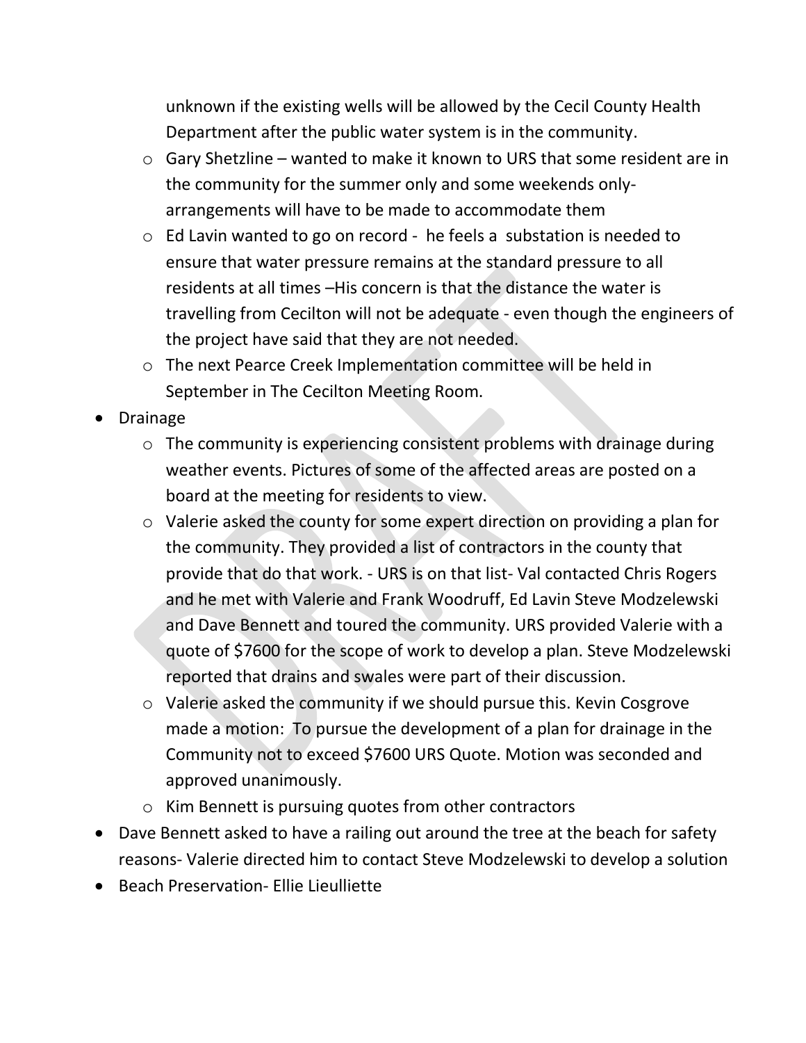unknown if the existing wells will be allowed by the Cecil County Health Department after the public water system is in the community.
  - Gary Shetzline – wanted to make it known to URS that some resident are in the community for the summer only and some weekends only- arrangements will have to be made to accommodate them
  - Ed Lavin wanted to go on record - he feels a substation is needed to ensure that water pressure remains at the standard pressure to all residents at all times –His concern is that the distance the water is travelling from Cecilton will not be adequate - even though the engineers of the project have said that they are not needed.
  - The next Pearce Creek Implementation committee will be held in September in The Cecilton Meeting Room.

- Drainage
  - The community is experiencing consistent problems with drainage during weather events. Pictures of some of the affected areas are posted on a board at the meeting for residents to view.
  - Valerie asked the county for some expert direction on providing a plan for the community. They provided a list of contractors in the county that provide that do that work. - URS is on that list- Val contacted Chris Rogers and he met with Valerie and Frank Woodruff, Ed Lavin Steve Modzelewski and Dave Bennett and toured the community. URS provided Valerie with a quote of $7600 for the scope of work to develop a plan. Steve Modzelewski reported that drains and swales were part of their discussion.
  - Valerie asked the community if we should pursue this. Kevin Cosgrove made a motion: To pursue the development of a plan for drainage in the Community not to exceed $7600 URS Quote. Motion was seconded and approved unanimously.
  - Kim Bennett is pursuing quotes from other contractors
- Dave Bennett asked to have a railing out around the tree at the beach for safety reasons- Valerie directed him to contact Steve Modzelewski to develop a solution
- Beach Preservation- Ellie Lieulliette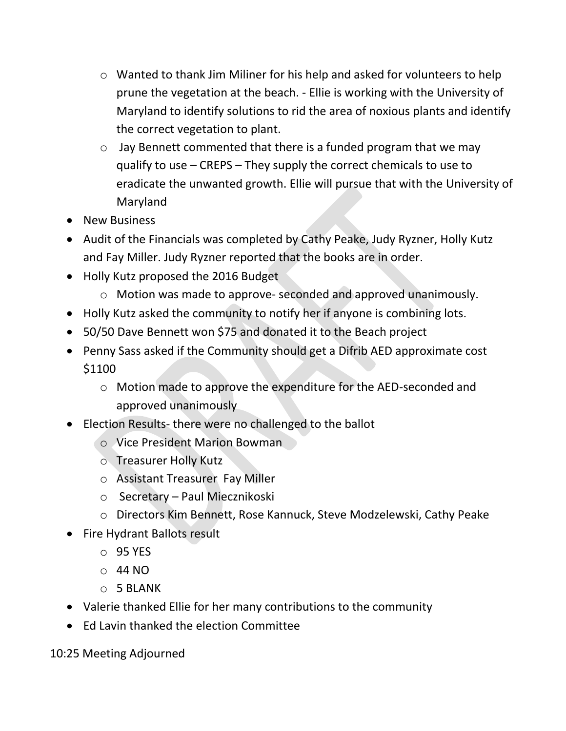- Wanted to thank Jim Miliner for his help and asked for volunteers to help prune the vegetation at the beach. - Ellie is working with the University of Maryland to identify solutions to rid the area of noxious plants and identify the correct vegetation to plant.
  - Jay Bennett commented that there is a funded program that we may qualify to use – CREPS – They supply the correct chemicals to use to eradicate the unwanted growth. Ellie will pursue that with the University of Maryland
- New Business
- Audit of the Financials was completed by Cathy Peake, Judy Ryzner, Holly Kutz and Fay Miller. Judy Ryzner reported that the books are in order.
- Holly Kutz proposed the 2016 Budget
  - Motion was made to approve- seconded and approved unanimously.
- Holly Kutz asked the community to notify her if anyone is combining lots.
- 50/50 Dave Bennett won $75 and donated it to the Beach project
- Penny Sass asked if the Community should get a Difrib AED approximate cost $1100
  - Motion made to approve the expenditure for the AED-seconded and approved unanimously
- Election Results- there were no challenged to the ballot
  - Vice President Marion Bowman
  - Treasurer Holly Kutz
  - Assistant Treasurer Fay Miller
  - Secretary – Paul Miecznikoski
  - Directors Kim Bennett, Rose Kannuck, Steve Modzelewski, Cathy Peake
- Fire Hydrant Ballots result
  - 95 YES
  - 44 NO
  - 5 BLANK
- Valerie thanked Ellie for her many contributions to the community
- Ed Lavin thanked the election Committee

10:25 Meeting Adjourned